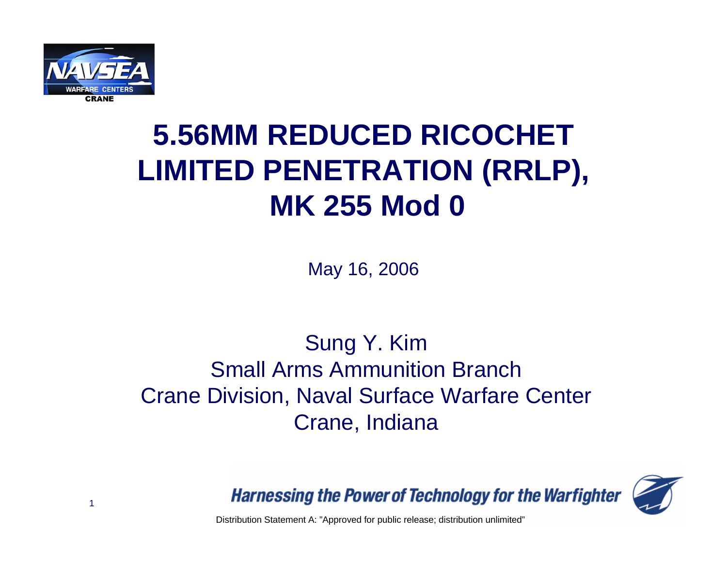# 5.56MM REDUCED RICOCHET LIMITED PENETRATION (RRLP), MK 255 Mod 0

May 16, 2006

Sung Y. Kim
Small Arms Ammunition Branch
Crane Division, Naval Surface Warfare Center
Crane, Indiana

Harnessing the Power of Technology for the Warfighter

Distribution Statement A: "Approved for public release; distribution unlimited"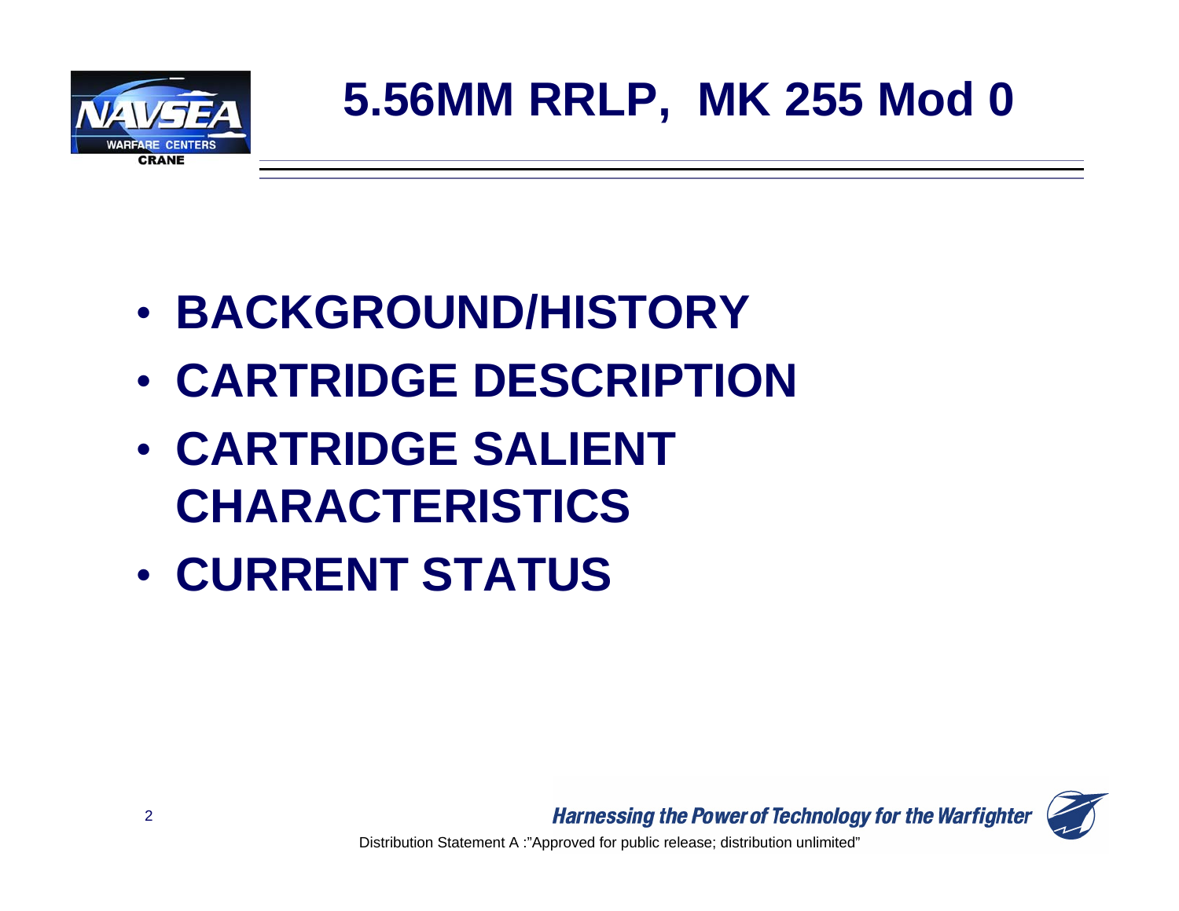# 5.56MM RRLP, MK 255 Mod 0

- **BACKGROUND/HISTORY**
- **CARTRIDGE DESCRIPTION**
- **CARTRIDGE SALIENT CHARACTERISTICS**
- **CURRENT STATUS**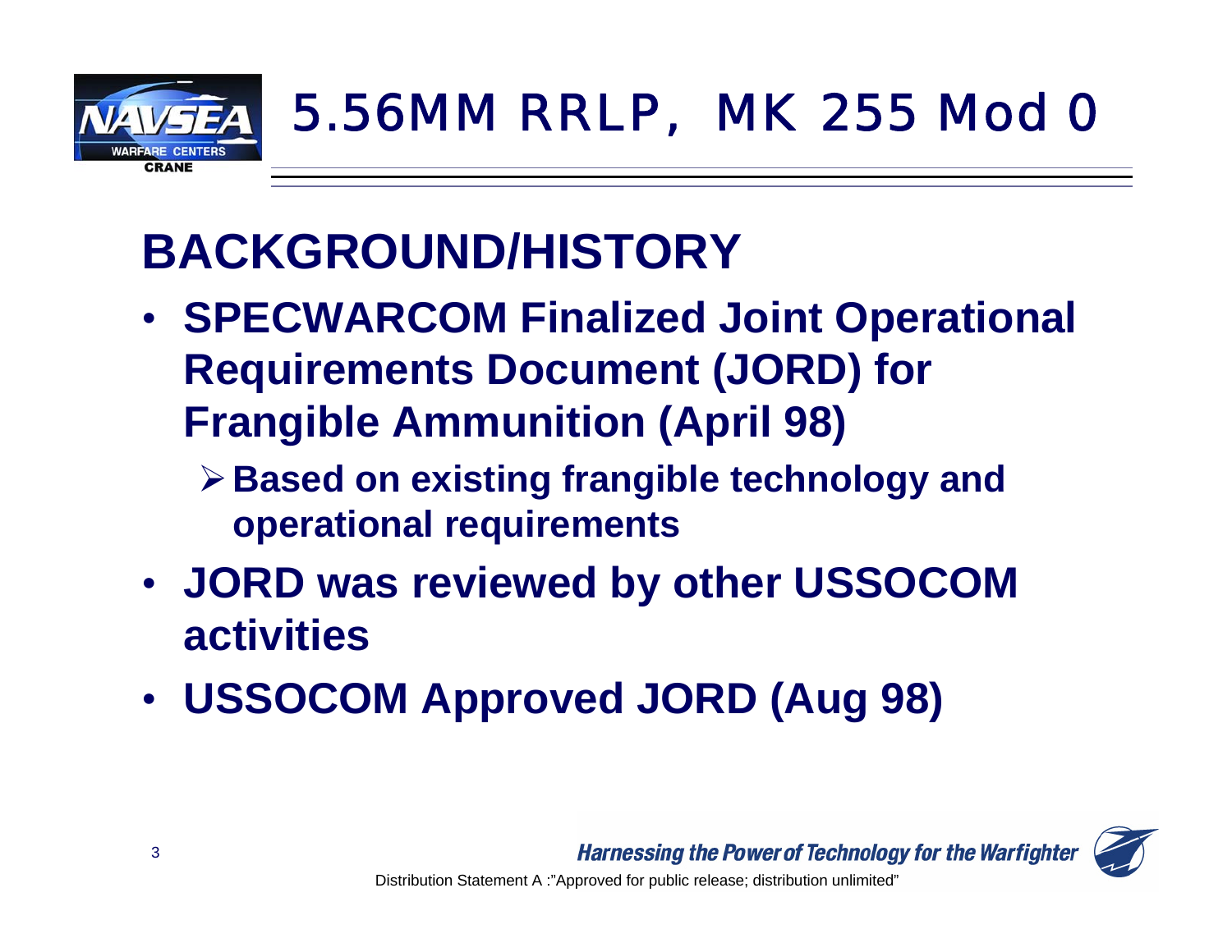# 5.56MM RRLP, MK 255 Mod 0

## BACKGROUND/HISTORY

- **SPECWARCOM Finalized Joint Operational Requirements Document (JORD) for Frangible Ammunition (April 98)**
  - **Based on existing frangible technology and operational requirements**
- **JORD was reviewed by other USSOCOM activities**
- **USSOCOM Approved JORD (Aug 98)**

*Harnessing the Power of Technology for the Warfighter*

Distribution Statement A :"Approved for public release; distribution unlimited"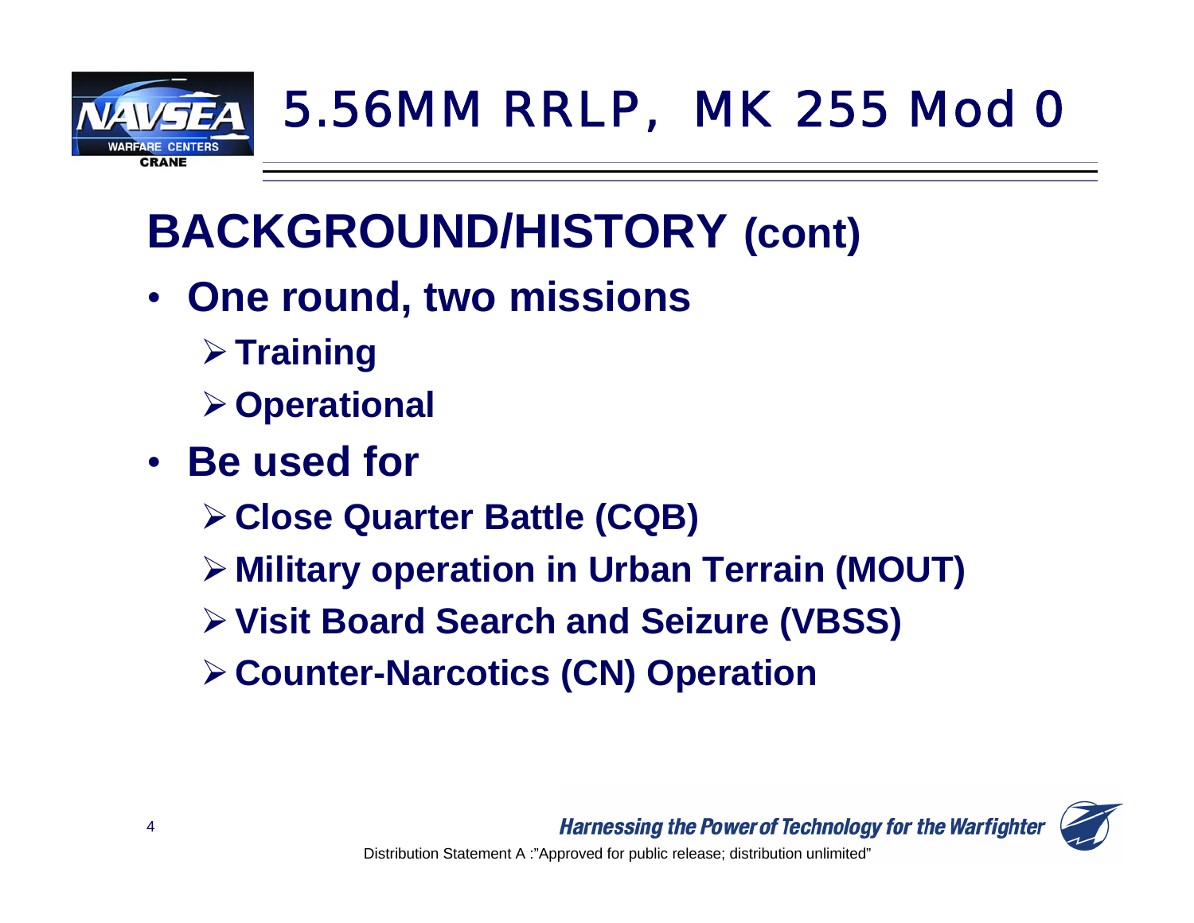# 5.56MM RRLP, MK 255 Mod 0

## BACKGROUND/HISTORY (cont)

- **One round, two missions**
  - **Training**
  - **Operational**
- **Be used for**
  - **Close Quarter Battle (CQB)**
  - **Military operation in Urban Terrain (MOUT)**
  - **Visit Board Search and Seizure (VBSS)**
  - **Counter-Narcotics (CN) Operation**

Distribution Statement A :"Approved for public release; distribution unlimited"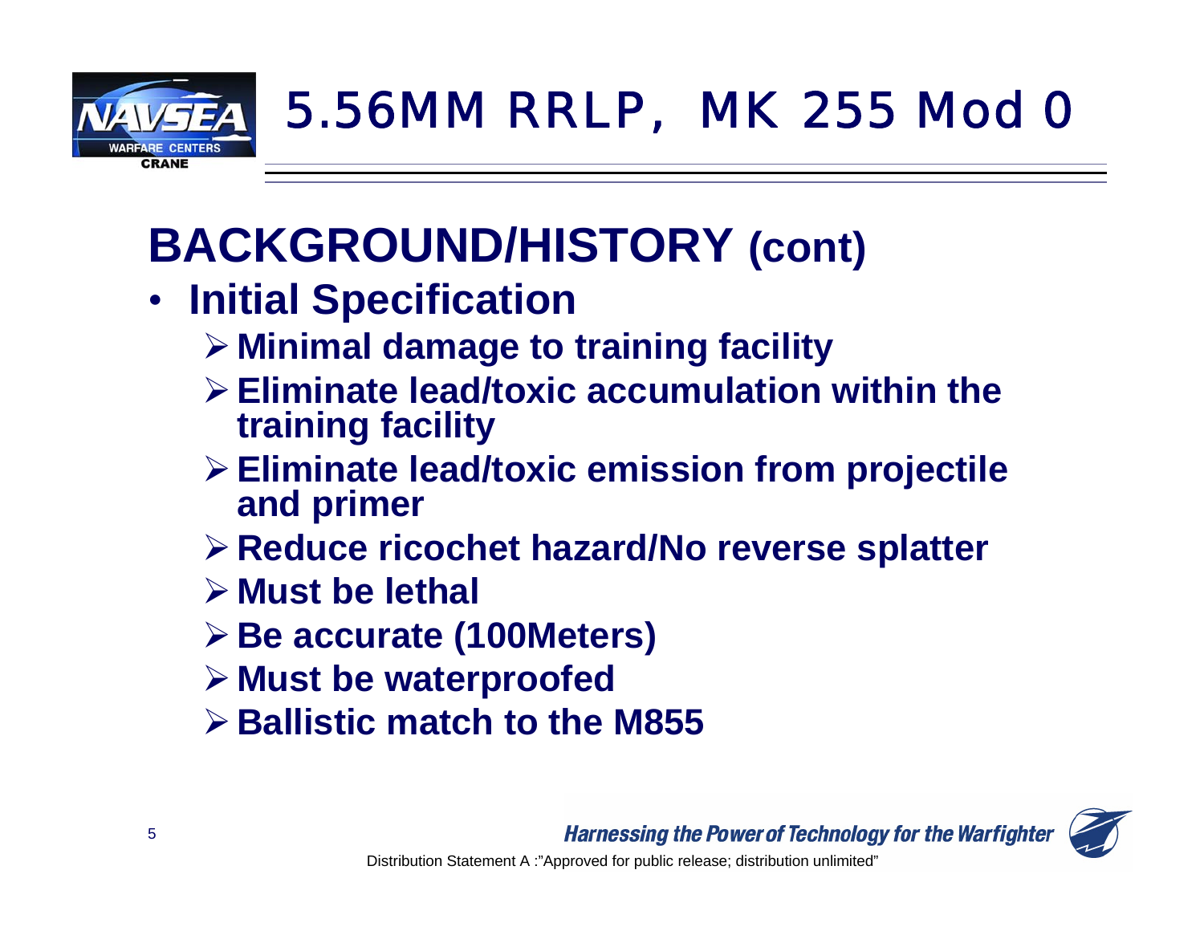# 5.56MM RRLP, MK 255 Mod 0

## BACKGROUND/HISTORY (cont)

- **Initial Specification**
  - **Minimal damage to training facility**
  - **Eliminate lead/toxic accumulation within the training facility**
  - **Eliminate lead/toxic emission from projectile and primer**
  - **Reduce ricochet hazard/No reverse splatter**
  - **Must be lethal**
  - **Be accurate (100Meters)**
  - **Must be waterproofed**
  - **Ballistic match to the M855**

Distribution Statement A :"Approved for public release; distribution unlimited"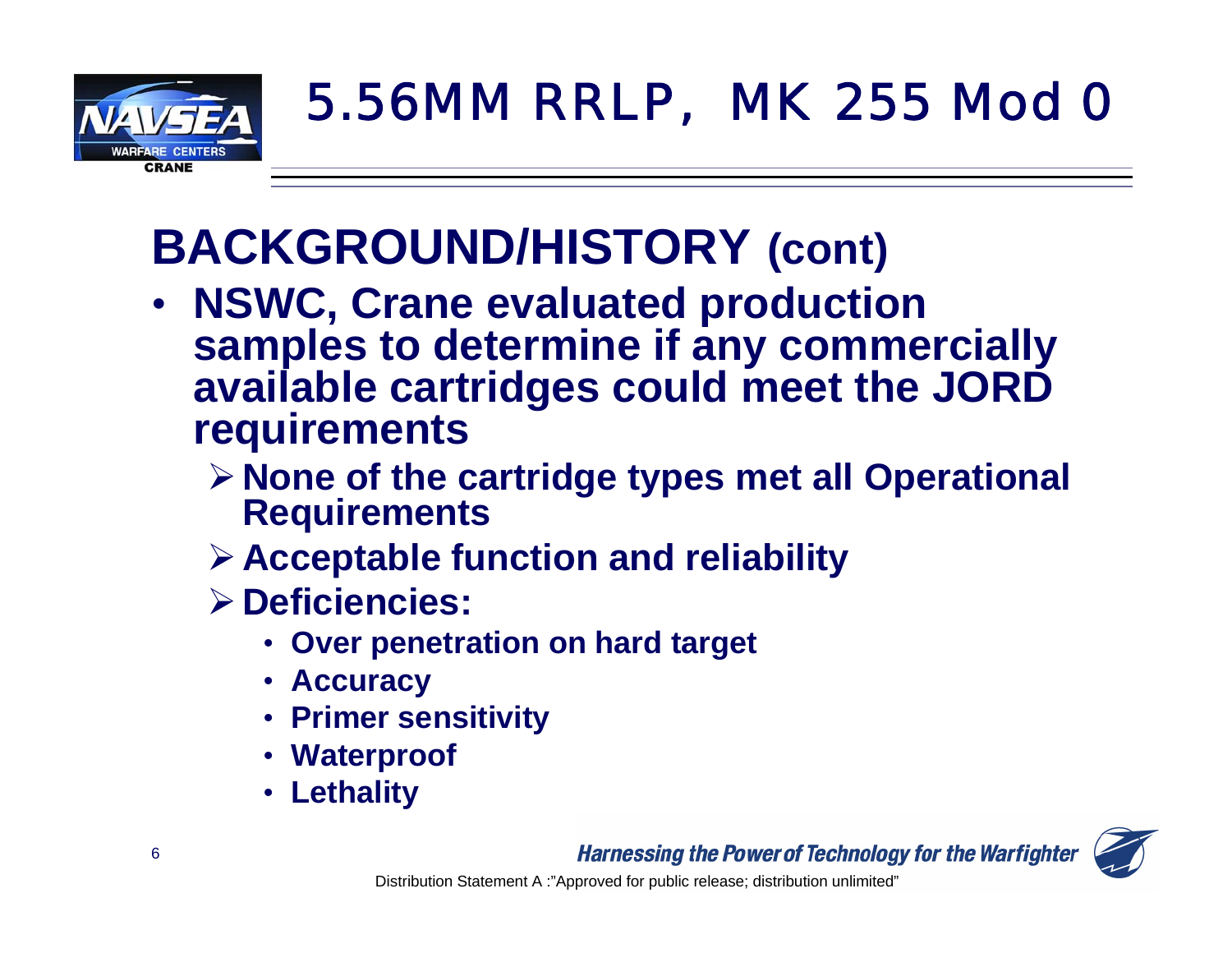# 5.56MM RRLP, MK 255 Mod 0

## BACKGROUND/HISTORY (cont)

- **NSWC, Crane evaluated production samples to determine if any commercially available cartridges could meet the JORD requirements**
  - **None of the cartridge types met all Operational Requirements**
  - **Acceptable function and reliability**
  - **Deficiencies:**
    - **Over penetration on hard target**
    - **Accuracy**
    - **Primer sensitivity**
    - **Waterproof**
    - **Lethality**

*Harnessing the Power of Technology for the Warfighter*

Distribution Statement A :"Approved for public release; distribution unlimited"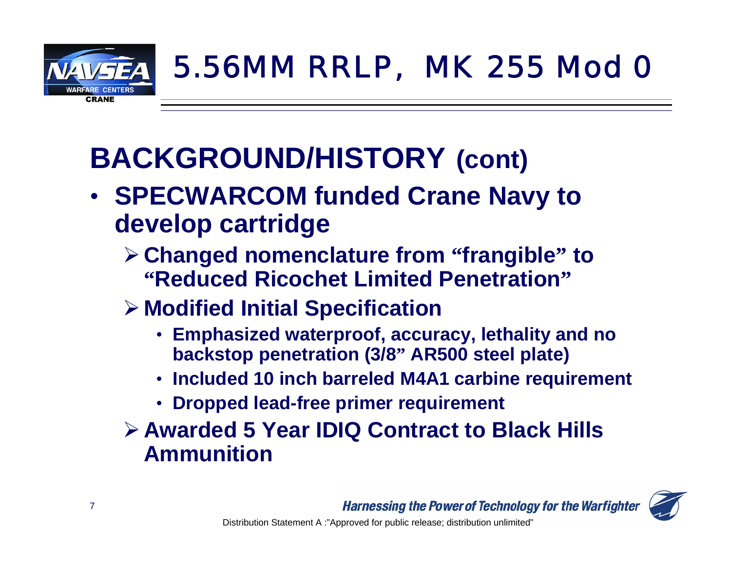# 5.56MM RRLP, MK 255 Mod 0

## BACKGROUND/HISTORY (cont)

- **SPECWARCOM funded Crane Navy to develop cartridge**
  - **Changed nomenclature from "frangible" to "Reduced Ricochet Limited Penetration"**
  - **Modified Initial Specification**
    - **Emphasized waterproof, accuracy, lethality and no backstop penetration (3/8" AR500 steel plate)**
    - **Included 10 inch barreled M4A1 carbine requirement**
    - **Dropped lead-free primer requirement**
  - **Awarded 5 Year IDIQ Contract to Black Hills Ammunition**

Distribution Statement A :"Approved for public release; distribution unlimited"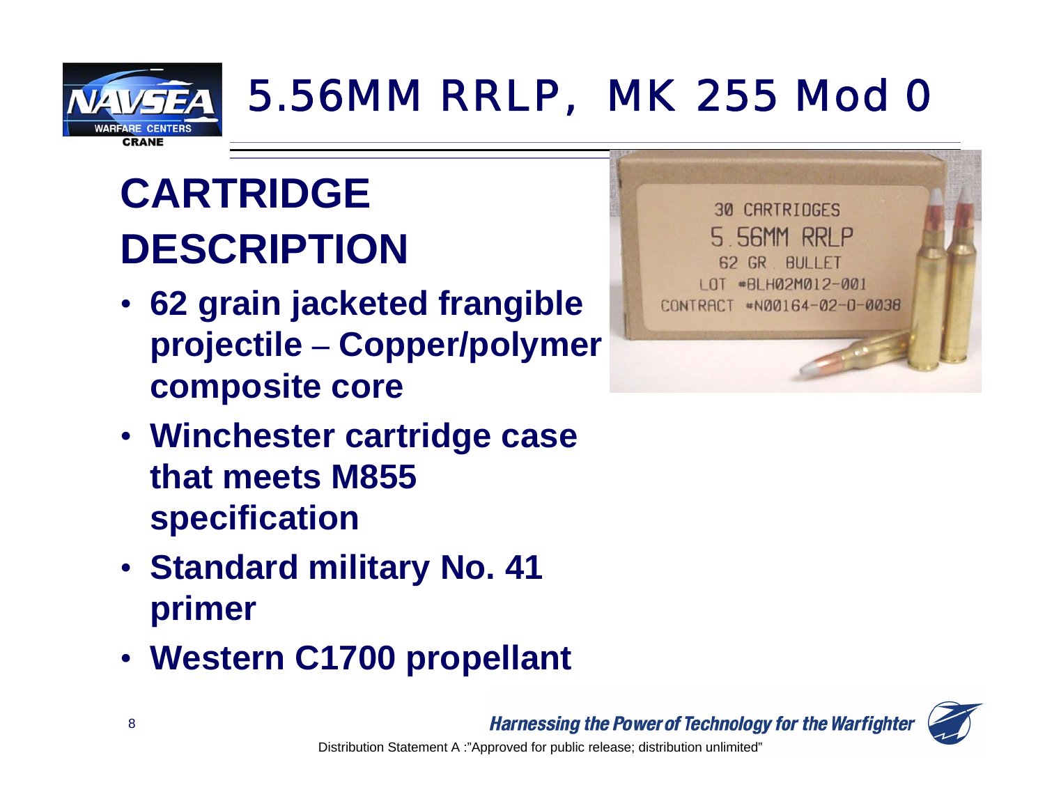# 5.56MM RRLP, MK 255 Mod 0

## CARTRIDGE DESCRIPTION

- **62 grain jacketed frangible projectile – Copper/polymer composite core**
- **Winchester cartridge case that meets M855 specification**
- **Standard military No. 41 primer**
- **Western C1700 propellant**

*Harnessing the Power of Technology for the Warfighter*

Distribution Statement A :"Approved for public release; distribution unlimited"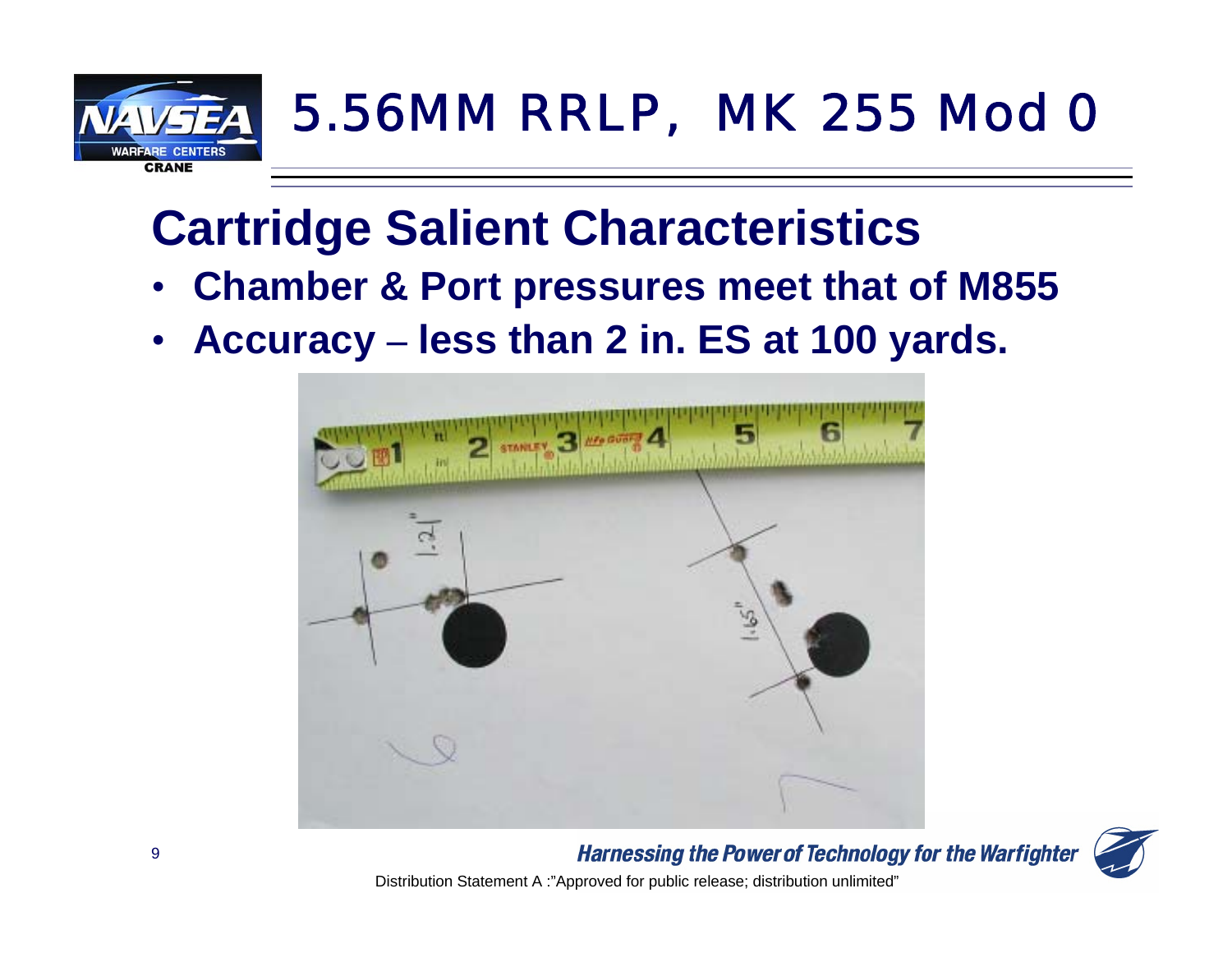# 5.56MM RRLP, MK 255 Mod 0

## Cartridge Salient Characteristics

- **Chamber & Port pressures meet that of M855**
- **Accuracy – less than 2 in. ES at 100 yards.**

*Harnessing the Power of Technology for the Warfighter*

Distribution Statement A :"Approved for public release; distribution unlimited"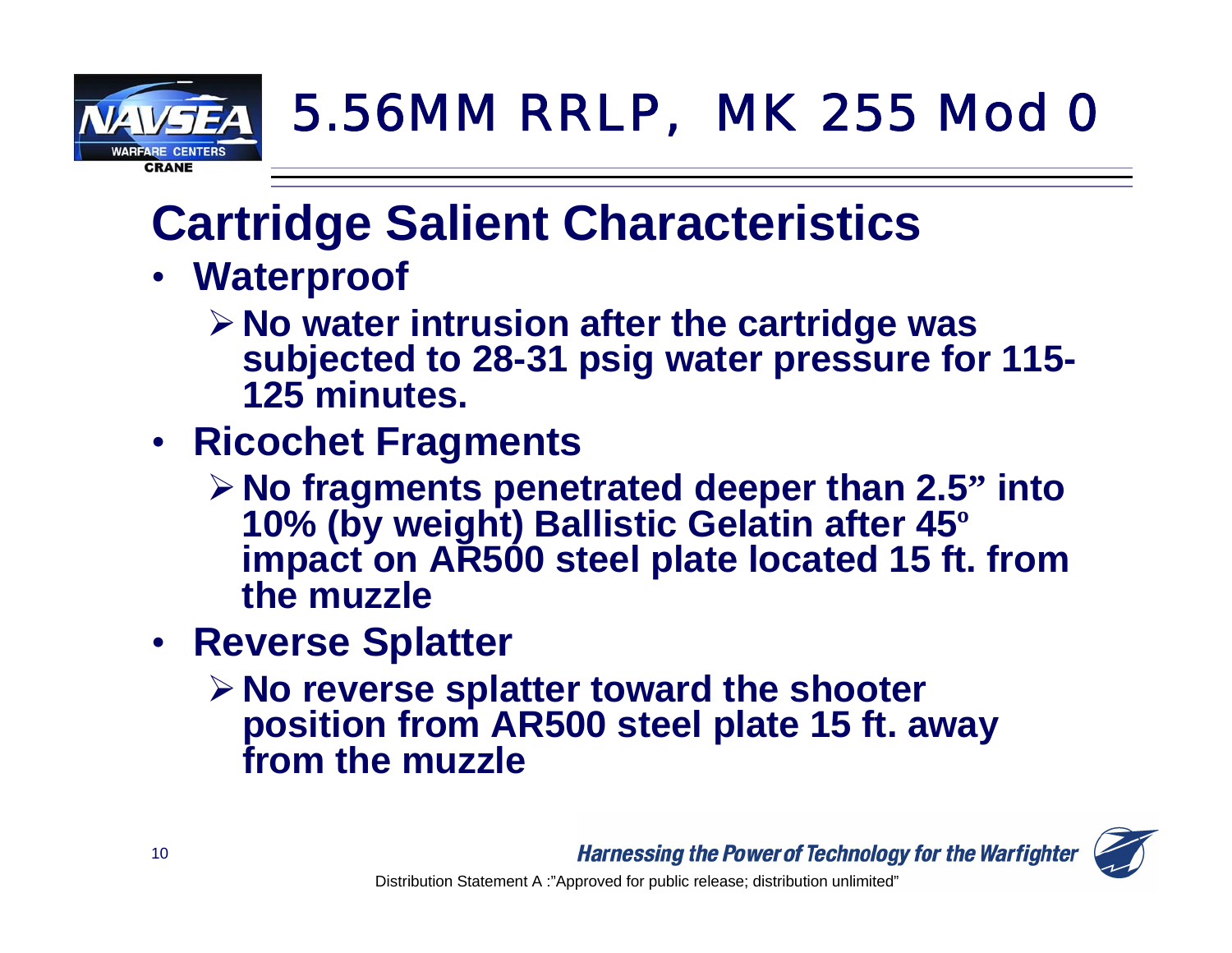# 5.56MM RRLP, MK 255 Mod 0

## Cartridge Salient Characteristics

- **Waterproof**
  - **No water intrusion after the cartridge was subjected to 28-31 psig water pressure for 115-125 minutes.**
- **Ricochet Fragments**
  - **No fragments penetrated deeper than 2.5" into 10% (by weight) Ballistic Gelatin after 45º impact on AR500 steel plate located 15 ft. from the muzzle**
- **Reverse Splatter**
  - **No reverse splatter toward the shooter position from AR500 steel plate 15 ft. away from the muzzle**

Distribution Statement A :"Approved for public release; distribution unlimited"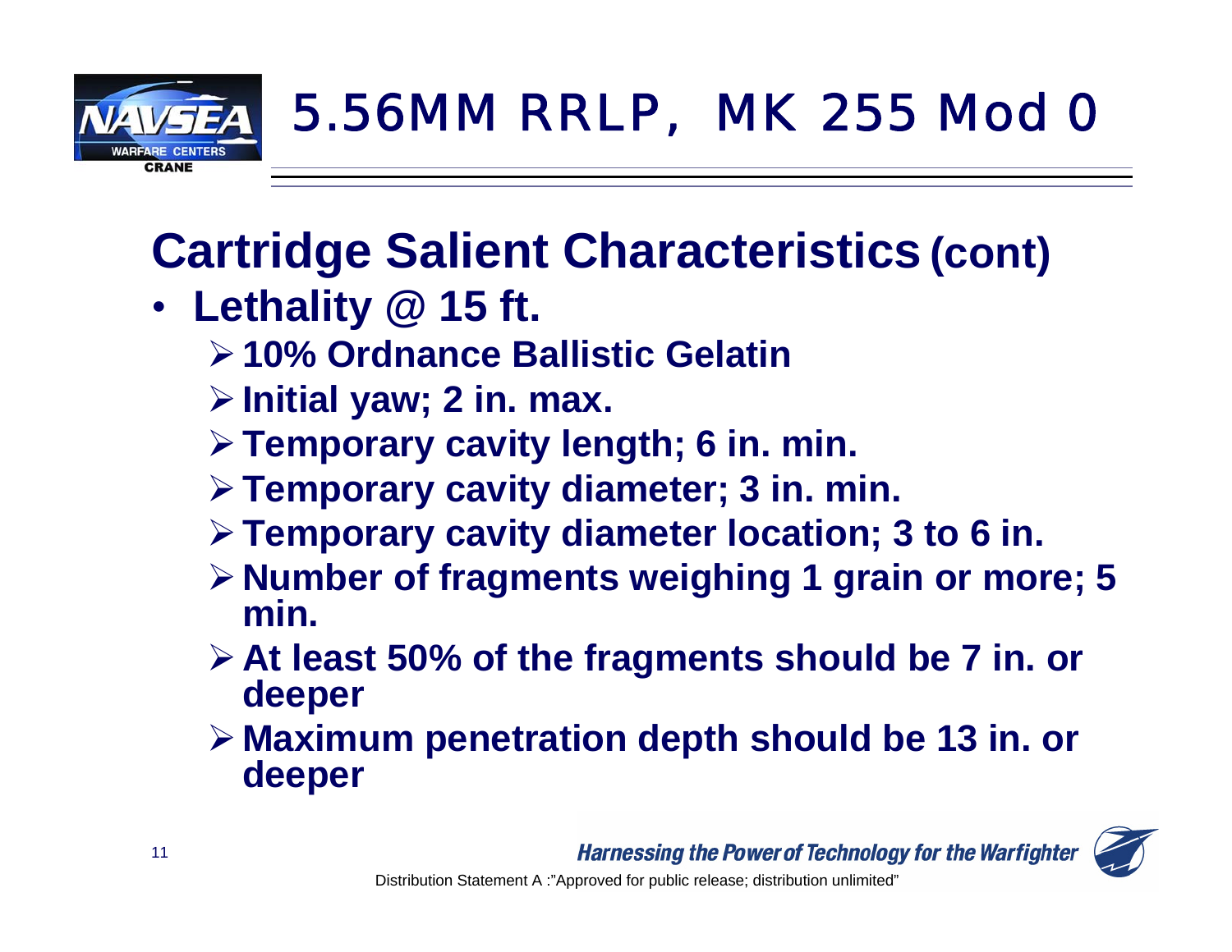# 5.56MM RRLP, MK 255 Mod 0

## Cartridge Salient Characteristics (cont)

- **Lethality @ 15 ft.**
  - **10% Ordnance Ballistic Gelatin**
  - **Initial yaw; 2 in. max.**
  - **Temporary cavity length; 6 in. min.**
  - **Temporary cavity diameter; 3 in. min.**
  - **Temporary cavity diameter location; 3 to 6 in.**
  - **Number of fragments weighing 1 grain or more; 5 min.**
  - **At least 50% of the fragments should be 7 in. or deeper**
  - **Maximum penetration depth should be 13 in. or deeper**

*Harnessing the Power of Technology for the Warfighter*

Distribution Statement A :"Approved for public release; distribution unlimited"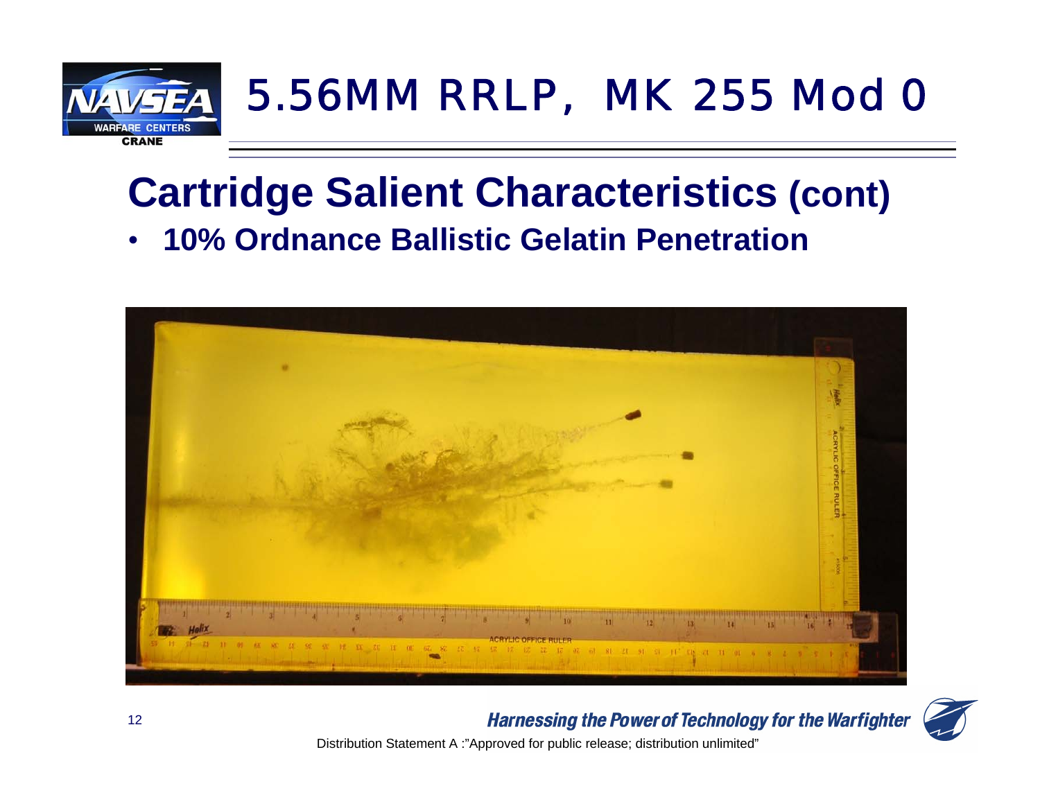# 5.56MM RRLP, MK 255 Mod 0

## Cartridge Salient Characteristics (cont)

- **10% Ordnance Ballistic Gelatin Penetration**

*Harnessing the Power of Technology for the Warfighter*

Distribution Statement A :"Approved for public release; distribution unlimited"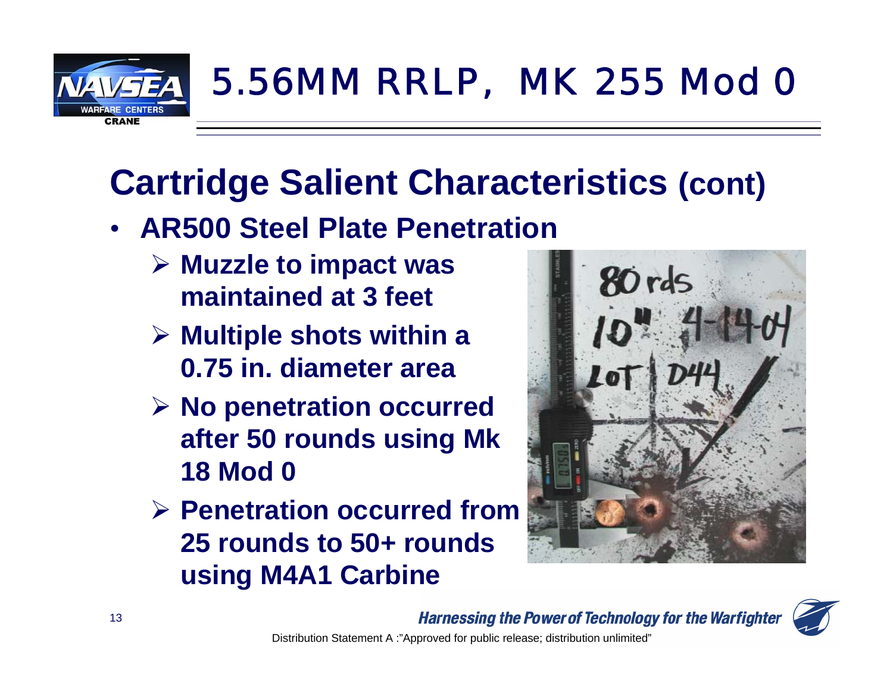# 5.56MM RRLP, MK 255 Mod 0

## Cartridge Salient Characteristics (cont)

- **AR500 Steel Plate Penetration**
  - **Muzzle to impact was maintained at 3 feet**
  - **Multiple shots within a 0.75 in. diameter area**
  - **No penetration occurred after 50 rounds using Mk 18 Mod 0**
  - **Penetration occurred from 25 rounds to 50+ rounds using M4A1 Carbine**

*Harnessing the Power of Technology for the Warfighter*

Distribution Statement A :"Approved for public release; distribution unlimited"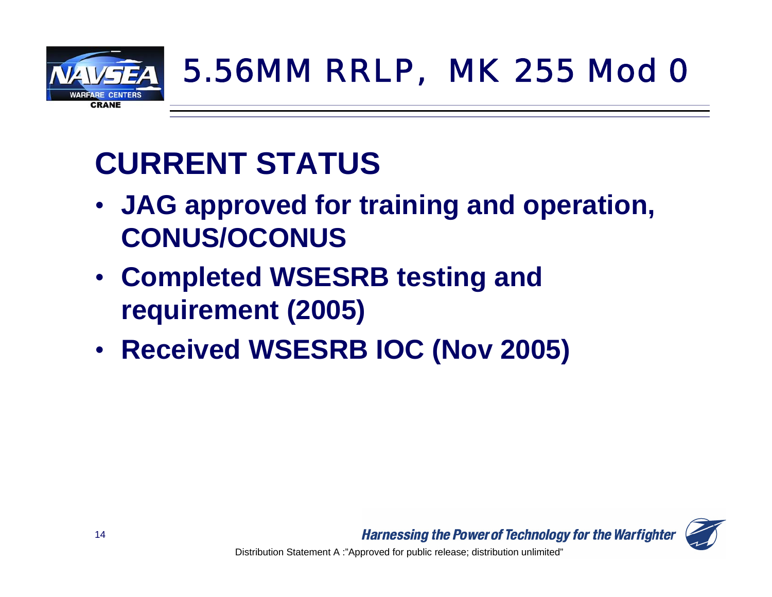# 5.56MM RRLP, MK 255 Mod 0

## CURRENT STATUS

- JAG approved for training and operation, CONUS/OCONUS
- Completed WSESRB testing and requirement (2005)
- Received WSESRB IOC (Nov 2005)

Distribution Statement A :"Approved for public release; distribution unlimited"